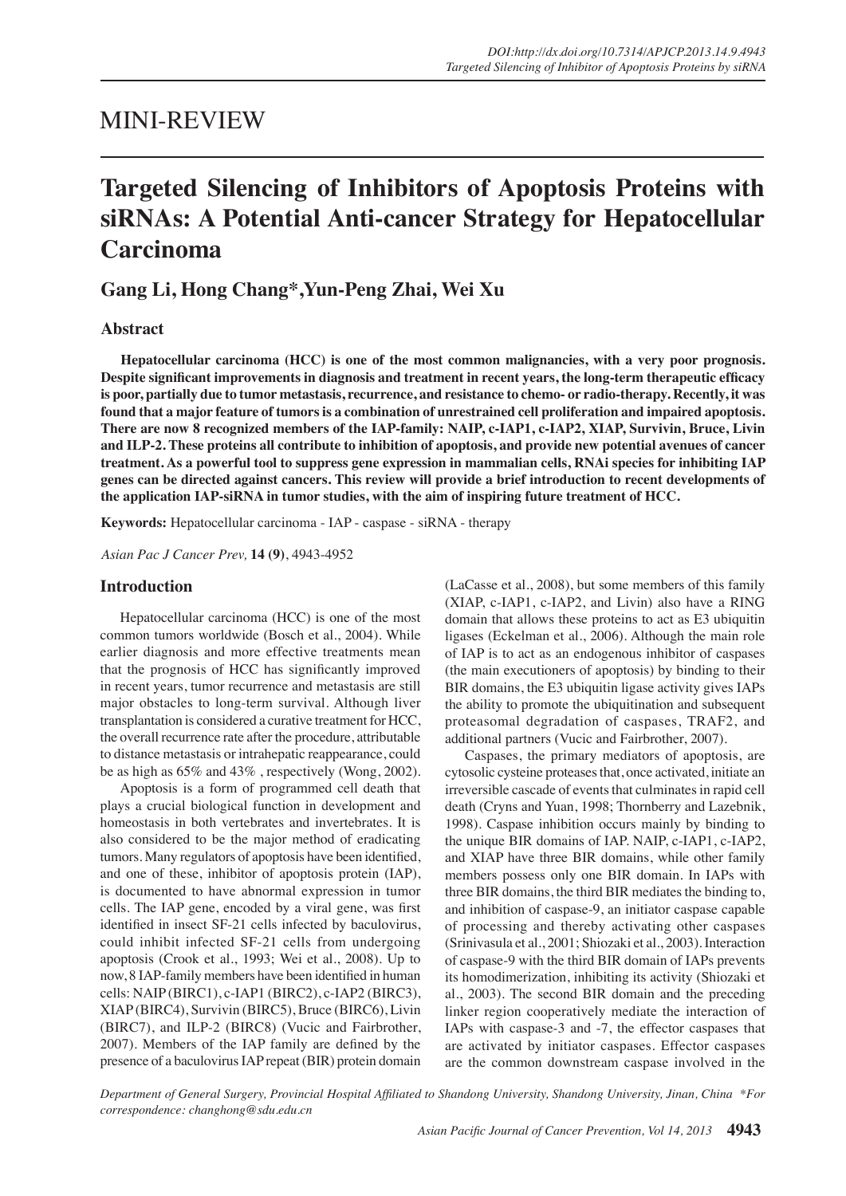MINI-REVIEW

# Targeted Silencing of Inhibitors of Apoptosis Proteins with siRNAs: A Potential Anti-cancer Strategy for Hepatocellular Carcinoma

**Gang Li, Hong Chang*,Yun-Peng Zhai, Wei Xu**

## Abstract

**Hepatocellular carcinoma (HCC) is one of the most common malignancies, with a very poor prognosis. Despite significant improvements in diagnosis and treatment in recent years, the long-term therapeutic efficacy is poor, partially due to tumor metastasis, recurrence, and resistance to chemo- or radio-therapy. Recently, it was found that a major feature of tumors is a combination of unrestrained cell proliferation and impaired apoptosis. There are now 8 recognized members of the IAP-family: NAIP, c-IAP1, c-IAP2, XIAP, Survivin, Bruce, Livin and ILP-2. These proteins all contribute to inhibition of apoptosis, and provide new potential avenues of cancer treatment. As a powerful tool to suppress gene expression in mammalian cells, RNAi species for inhibiting IAP genes can be directed against cancers. This review will provide a brief introduction to recent developments of the application IAP-siRNA in tumor studies, with the aim of inspiring future treatment of HCC.**

**Keywords:** Hepatocellular carcinoma - IAP - caspase - siRNA - therapy

*Asian Pac J Cancer Prev,* **14 (9)**, 4943-4952

## Introduction

Hepatocellular carcinoma (HCC) is one of the most common tumors worldwide (Bosch et al., 2004). While earlier diagnosis and more effective treatments mean that the prognosis of HCC has significantly improved in recent years, tumor recurrence and metastasis are still major obstacles to long-term survival. Although liver transplantation is considered a curative treatment for HCC, the overall recurrence rate after the procedure, attributable to distance metastasis or intrahepatic reappearance, could be as high as 65% and 43% , respectively (Wong, 2002).

Apoptosis is a form of programmed cell death that plays a crucial biological function in development and homeostasis in both vertebrates and invertebrates. It is also considered to be the major method of eradicating tumors. Many regulators of apoptosis have been identified, and one of these, inhibitor of apoptosis protein (IAP), is documented to have abnormal expression in tumor cells. The IAP gene, encoded by a viral gene, was first identified in insect SF-21 cells infected by baculovirus, could inhibit infected SF-21 cells from undergoing apoptosis (Crook et al., 1993; Wei et al., 2008). Up to now, 8 IAP-family members have been identified in human cells: NAIP (BIRC1), c-IAP1 (BIRC2), c-IAP2 (BIRC3), XIAP (BIRC4), Survivin (BIRC5), Bruce (BIRC6), Livin (BIRC7), and ILP-2 (BIRC8) (Vucic and Fairbrother, 2007). Members of the IAP family are defined by the presence of a baculovirus IAP repeat (BIR) protein domain (LaCasse et al., 2008), but some members of this family (XIAP, c-IAP1, c-IAP2, and Livin) also have a RING domain that allows these proteins to act as E3 ubiquitin ligases (Eckelman et al., 2006). Although the main role of IAP is to act as an endogenous inhibitor of caspases (the main executioners of apoptosis) by binding to their BIR domains, the E3 ubiquitin ligase activity gives IAPs the ability to promote the ubiquitination and subsequent proteasomal degradation of caspases, TRAF2, and additional partners (Vucic and Fairbrother, 2007).

Caspases, the primary mediators of apoptosis, are cytosolic cysteine proteases that, once activated, initiate an irreversible cascade of events that culminates in rapid cell death (Cryns and Yuan, 1998; Thornberry and Lazebnik, 1998). Caspase inhibition occurs mainly by binding to the unique BIR domains of IAP. NAIP, c-IAP1, c-IAP2, and XIAP have three BIR domains, while other family members possess only one BIR domain. In IAPs with three BIR domains, the third BIR mediates the binding to, and inhibition of caspase-9, an initiator caspase capable of processing and thereby activating other caspases (Srinivasula et al., 2001; Shiozaki et al., 2003). Interaction of caspase-9 with the third BIR domain of IAPs prevents its homodimerization, inhibiting its activity (Shiozaki et al., 2003). The second BIR domain and the preceding linker region cooperatively mediate the interaction of IAPs with caspase-3 and -7, the effector caspases that are activated by initiator caspases. Effector caspases are the common downstream caspase involved in the

*Department of General Surgery, Provincial Hospital Affiliated to Shandong University, Shandong University, Jinan, China \*For correspondence: changhong@sdu.edu.cn*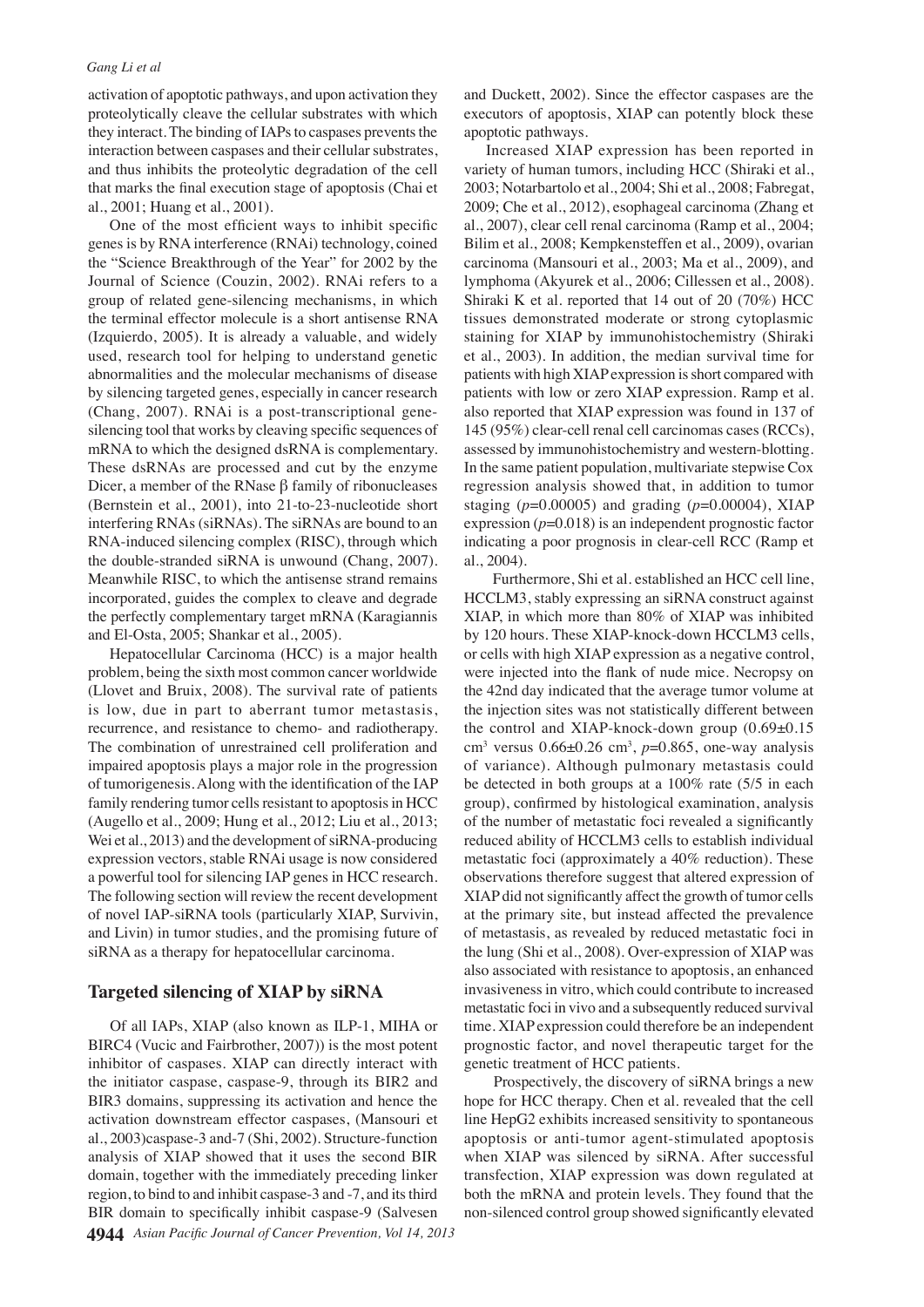activation of apoptotic pathways, and upon activation they proteolytically cleave the cellular substrates with which they interact. The binding of IAPs to caspases prevents the interaction between caspases and their cellular substrates, and thus inhibits the proteolytic degradation of the cell that marks the final execution stage of apoptosis (Chai et al., 2001; Huang et al., 2001).

One of the most efficient ways to inhibit specific genes is by RNA interference (RNAi) technology, coined the "Science Breakthrough of the Year" for 2002 by the Journal of Science (Couzin, 2002). RNAi refers to a group of related gene-silencing mechanisms, in which the terminal effector molecule is a short antisense RNA (Izquierdo, 2005). It is already a valuable, and widely used, research tool for helping to understand genetic abnormalities and the molecular mechanisms of disease by silencing targeted genes, especially in cancer research (Chang, 2007). RNAi is a post-transcriptional gene-silencing tool that works by cleaving specific sequences of mRNA to which the designed dsRNA is complementary. These dsRNAs are processed and cut by the enzyme Dicer, a member of the RNase β family of ribonucleases (Bernstein et al., 2001), into 21-to-23-nucleotide short interfering RNAs (siRNAs). The siRNAs are bound to an RNA-induced silencing complex (RISC), through which the double-stranded siRNA is unwound (Chang, 2007). Meanwhile RISC, to which the antisense strand remains incorporated, guides the complex to cleave and degrade the perfectly complementary target mRNA (Karagiannis and El-Osta, 2005; Shankar et al., 2005).

Hepatocellular Carcinoma (HCC) is a major health problem, being the sixth most common cancer worldwide (Llovet and Bruix, 2008). The survival rate of patients is low, due in part to aberrant tumor metastasis, recurrence, and resistance to chemo- and radiotherapy. The combination of unrestrained cell proliferation and impaired apoptosis plays a major role in the progression of tumorigenesis. Along with the identification of the IAP family rendering tumor cells resistant to apoptosis in HCC (Augello et al., 2009; Hung et al., 2012; Liu et al., 2013; Wei et al., 2013) and the development of siRNA-producing expression vectors, stable RNAi usage is now considered a powerful tool for silencing IAP genes in HCC research. The following section will review the recent development of novel IAP-siRNA tools (particularly XIAP, Survivin, and Livin) in tumor studies, and the promising future of siRNA as a therapy for hepatocellular carcinoma.

## Targeted silencing of XIAP by siRNA

Of all IAPs, XIAP (also known as ILP-1, MIHA or BIRC4 (Vucic and Fairbrother, 2007)) is the most potent inhibitor of caspases. XIAP can directly interact with the initiator caspase, caspase-9, through its BIR2 and BIR3 domains, suppressing its activation and hence the activation downstream effector caspases, (Mansouri et al., 2003)caspase-3 and-7 (Shi, 2002). Structure-function analysis of XIAP showed that it uses the second BIR domain, together with the immediately preceding linker region, to bind to and inhibit caspase-3 and -7, and its third BIR domain to specifically inhibit caspase-9 (Salvesen and Duckett, 2002). Since the effector caspases are the executors of apoptosis, XIAP can potently block these apoptotic pathways.

Increased XIAP expression has been reported in variety of human tumors, including HCC (Shiraki et al., 2003; Notarbartolo et al., 2004; Shi et al., 2008; Fabregat, 2009; Che et al., 2012), esophageal carcinoma (Zhang et al., 2007), clear cell renal carcinoma (Ramp et al., 2004; Bilim et al., 2008; Kempkensteffen et al., 2009), ovarian carcinoma (Mansouri et al., 2003; Ma et al., 2009), and lymphoma (Akyurek et al., 2006; Cillessen et al., 2008). Shiraki K et al. reported that 14 out of 20 (70%) HCC tissues demonstrated moderate or strong cytoplasmic staining for XIAP by immunohistochemistry (Shiraki et al., 2003). In addition, the median survival time for patients with high XIAP expression is short compared with patients with low or zero XIAP expression. Ramp et al. also reported that XIAP expression was found in 137 of 145 (95%) clear-cell renal cell carcinomas cases (RCCs), assessed by immunohistochemistry and western-blotting. In the same patient population, multivariate stepwise Cox regression analysis showed that, in addition to tumor staging ($p$=0.00005) and grading ($p$=0.00004), XIAP expression ($p$=0.018) is an independent prognostic factor indicating a poor prognosis in clear-cell RCC (Ramp et al., 2004).

Furthermore, Shi et al. established an HCC cell line, HCCLM3, stably expressing an siRNA construct against XIAP, in which more than 80% of XIAP was inhibited by 120 hours. These XIAP-knock-down HCCLM3 cells, or cells with high XIAP expression as a negative control, were injected into the flank of nude mice. Necropsy on the 42nd day indicated that the average tumor volume at the injection sites was not statistically different between the control and XIAP-knock-down group (0.69±0.15 $cm^3$ versus 0.66±0.26 $cm^3$, $p$=0.865, one-way analysis of variance). Although pulmonary metastasis could be detected in both groups at a 100% rate (5/5 in each group), confirmed by histological examination, analysis of the number of metastatic foci revealed a significantly reduced ability of HCCLM3 cells to establish individual metastatic foci (approximately a 40% reduction). These observations therefore suggest that altered expression of XIAP did not significantly affect the growth of tumor cells at the primary site, but instead affected the prevalence of metastasis, as revealed by reduced metastatic foci in the lung (Shi et al., 2008). Over-expression of XIAP was also associated with resistance to apoptosis, an enhanced invasiveness in vitro, which could contribute to increased metastatic foci in vivo and a subsequently reduced survival time. XIAP expression could therefore be an independent prognostic factor, and novel therapeutic target for the genetic treatment of HCC patients.

Prospectively, the discovery of siRNA brings a new hope for HCC therapy. Chen et al. revealed that the cell line HepG2 exhibits increased sensitivity to spontaneous apoptosis or anti-tumor agent-stimulated apoptosis when XIAP was silenced by siRNA. After successful transfection, XIAP expression was down regulated at both the mRNA and protein levels. They found that the non-silenced control group showed significantly elevated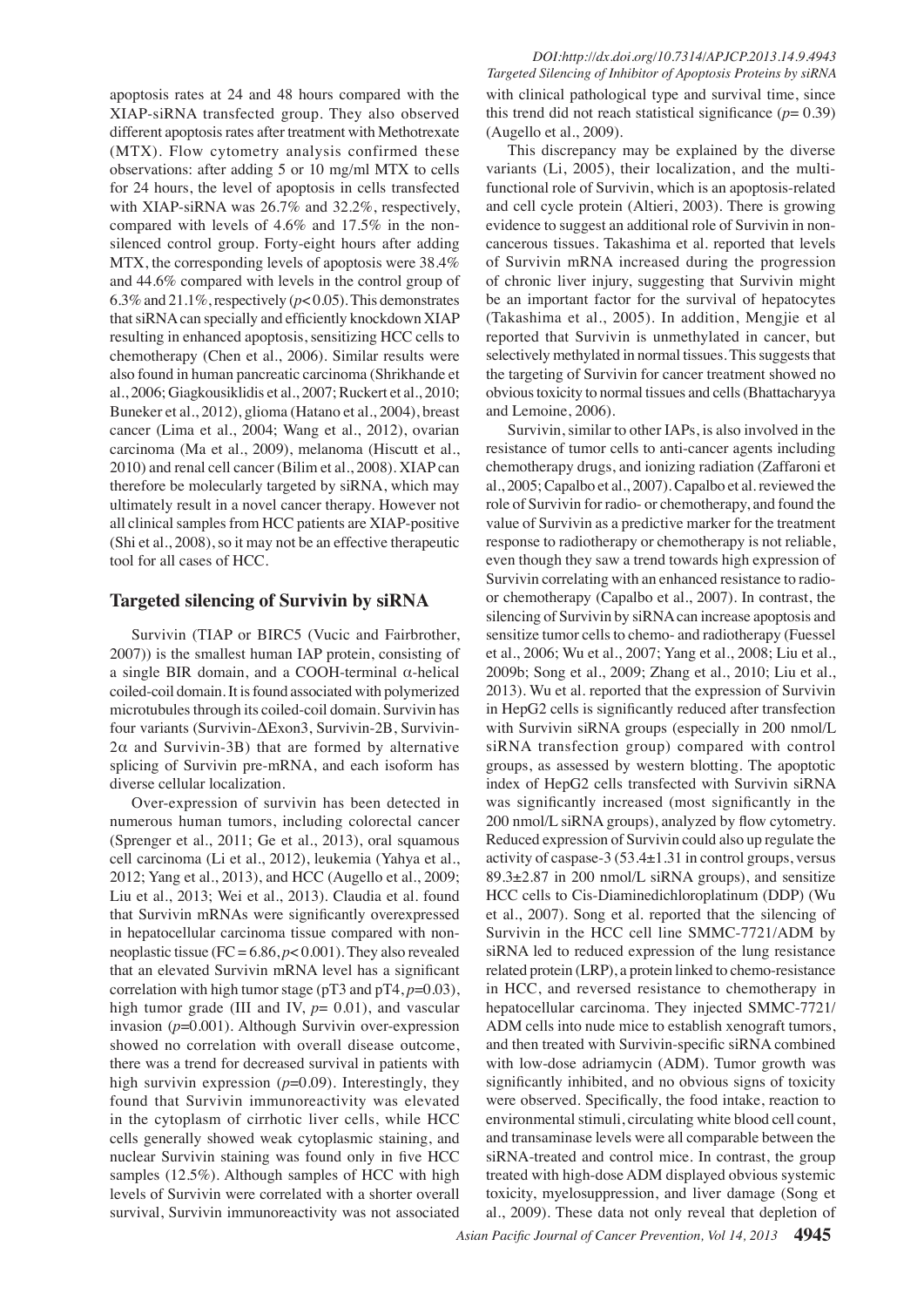apoptosis rates at 24 and 48 hours compared with the XIAP-siRNA transfected group. They also observed different apoptosis rates after treatment with Methotrexate (MTX). Flow cytometry analysis confirmed these observations: after adding 5 or 10 mg/ml MTX to cells for 24 hours, the level of apoptosis in cells transfected with XIAP-siRNA was 26.7% and 32.2%, respectively, compared with levels of 4.6% and 17.5% in the non-silenced control group. Forty-eight hours after adding MTX, the corresponding levels of apoptosis were 38.4% and 44.6% compared with levels in the control group of 6.3% and 21.1%, respectively ($p<0.05$). This demonstrates that siRNA can specially and efficiently knockdown XIAP resulting in enhanced apoptosis, sensitizing HCC cells to chemotherapy (Chen et al., 2006). Similar results were also found in human pancreatic carcinoma (Shrikhande et al., 2006; Giagkousiklidis et al., 2007; Ruckert et al., 2010; Buneker et al., 2012), glioma (Hatano et al., 2004), breast cancer (Lima et al., 2004; Wang et al., 2012), ovarian carcinoma (Ma et al., 2009), melanoma (Hiscutt et al., 2010) and renal cell cancer (Bilim et al., 2008). XIAP can therefore be molecularly targeted by siRNA, which may ultimately result in a novel cancer therapy. However not all clinical samples from HCC patients are XIAP-positive (Shi et al., 2008), so it may not be an effective therapeutic tool for all cases of HCC.

## Targeted silencing of Survivin by siRNA

Survivin (TIAP or BIRC5 (Vucic and Fairbrother, 2007)) is the smallest human IAP protein, consisting of a single BIR domain, and a COOH-terminal $\alpha$-helical coiled-coil domain. It is found associated with polymerized microtubules through its coiled-coil domain. Survivin has four variants (Survivin-$\Delta$Exon3, Survivin-2B, Survivin-2$\alpha$ and Survivin-3B) that are formed by alternative splicing of Survivin pre-mRNA, and each isoform has diverse cellular localization.

Over-expression of survivin has been detected in numerous human tumors, including colorectal cancer (Sprenger et al., 2011; Ge et al., 2013), oral squamous cell carcinoma (Li et al., 2012), leukemia (Yahya et al., 2012; Yang et al., 2013), and HCC (Augello et al., 2009; Liu et al., 2013; Wei et al., 2013). Claudia et al. found that Survivin mRNAs were significantly overexpressed in hepatocellular carcinoma tissue compared with non-neoplastic tissue (FC = 6.86, $p<0.001$). They also revealed that an elevated Survivin mRNA level has a significant correlation with high tumor stage (pT3 and pT4, $p=0.03$), high tumor grade (III and IV, $p=0.01$), and vascular invasion ($p=0.001$). Although Survivin over-expression showed no correlation with overall disease outcome, there was a trend for decreased survival in patients with high survivin expression ($p=0.09$). Interestingly, they found that Survivin immunoreactivity was elevated in the cytoplasm of cirrhotic liver cells, while HCC cells generally showed weak cytoplasmic staining, and nuclear Survivin staining was found only in five HCC samples (12.5%). Although samples of HCC with high levels of Survivin were correlated with a shorter overall survival, Survivin immunoreactivity was not associated with clinical pathological type and survival time, since this trend did not reach statistical significance ($p=0.39$) (Augello et al., 2009).

This discrepancy may be explained by the diverse variants (Li, 2005), their localization, and the multi-functional role of Survivin, which is an apoptosis-related and cell cycle protein (Altieri, 2003). There is growing evidence to suggest an additional role of Survivin in non-cancerous tissues. Takashima et al. reported that levels of Survivin mRNA increased during the progression of chronic liver injury, suggesting that Survivin might be an important factor for the survival of hepatocytes (Takashima et al., 2005). In addition, Mengjie et al reported that Survivin is unmethylated in cancer, but selectively methylated in normal tissues. This suggests that the targeting of Survivin for cancer treatment showed no obvious toxicity to normal tissues and cells (Bhattacharyya and Lemoine, 2006).

Survivin, similar to other IAPs, is also involved in the resistance of tumor cells to anti-cancer agents including chemotherapy drugs, and ionizing radiation (Zaffaroni et al., 2005; Capalbo et al., 2007). Capalbo et al. reviewed the role of Survivin for radio- or chemotherapy, and found the value of Survivin as a predictive marker for the treatment response to radiotherapy or chemotherapy is not reliable, even though they saw a trend towards high expression of Survivin correlating with an enhanced resistance to radio- or chemotherapy (Capalbo et al., 2007). In contrast, the silencing of Survivin by siRNA can increase apoptosis and sensitize tumor cells to chemo- and radiotherapy (Fuessel et al., 2006; Wu et al., 2007; Yang et al., 2008; Liu et al., 2009b; Song et al., 2009; Zhang et al., 2010; Liu et al., 2013). Wu et al. reported that the expression of Survivin in HepG2 cells is significantly reduced after transfection with Survivin siRNA groups (especially in 200 nmol/L siRNA transfection group) compared with control groups, as assessed by western blotting. The apoptotic index of HepG2 cells transfected with Survivin siRNA was significantly increased (most significantly in the 200 nmol/L siRNA groups), analyzed by flow cytometry. Reduced expression of Survivin could also up regulate the activity of caspase-3 (53.4±1.31 in control groups, versus 89.3±2.87 in 200 nmol/L siRNA groups), and sensitize HCC cells to Cis-Diaminedichloroplatinum (DDP) (Wu et al., 2007). Song et al. reported that the silencing of Survivin in the HCC cell line SMMC-7721/ADM by siRNA led to reduced expression of the lung resistance related protein (LRP), a protein linked to chemo-resistance in HCC, and reversed resistance to chemotherapy in hepatocellular carcinoma. They injected SMMC-7721/ADM cells into nude mice to establish xenograft tumors, and then treated with Survivin-specific siRNA combined with low-dose adriamycin (ADM). Tumor growth was significantly inhibited, and no obvious signs of toxicity were observed. Specifically, the food intake, reaction to environmental stimuli, circulating white blood cell count, and transaminase levels were all comparable between the siRNA-treated and control mice. In contrast, the group treated with high-dose ADM displayed obvious systemic toxicity, myelosuppression, and liver damage (Song et al., 2009). These data not only reveal that depletion of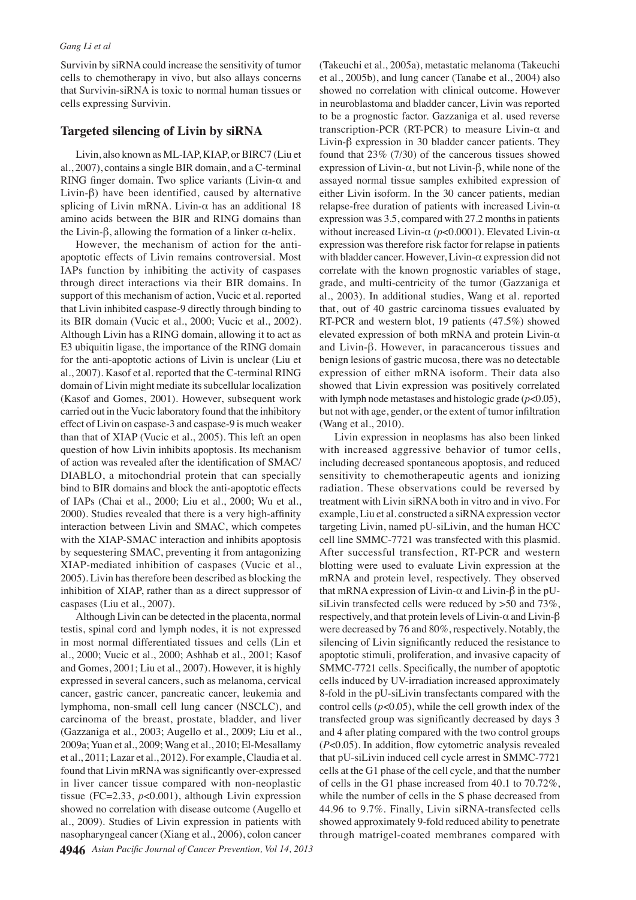Survivin by siRNA could increase the sensitivity of tumor cells to chemotherapy in vivo, but also allays concerns that Survivin-siRNA is toxic to normal human tissues or cells expressing Survivin.

## Targeted silencing of Livin by siRNA

Livin, also known as ML-IAP, KIAP, or BIRC7 (Liu et al., 2007), contains a single BIR domain, and a C-terminal RING finger domain. Two splice variants (Livin-α and Livin-β) have been identified, caused by alternative splicing of Livin mRNA. Livin-α has an additional 18 amino acids between the BIR and RING domains than the Livin-β, allowing the formation of a linker α-helix.

However, the mechanism of action for the anti-apoptotic effects of Livin remains controversial. Most IAPs function by inhibiting the activity of caspases through direct interactions via their BIR domains. In support of this mechanism of action, Vucic et al. reported that Livin inhibited caspase-9 directly through binding to its BIR domain (Vucic et al., 2000; Vucic et al., 2002). Although Livin has a RING domain, allowing it to act as E3 ubiquitin ligase, the importance of the RING domain for the anti-apoptotic actions of Livin is unclear (Liu et al., 2007). Kasof et al. reported that the C-terminal RING domain of Livin might mediate its subcellular localization (Kasof and Gomes, 2001). However, subsequent work carried out in the Vucic laboratory found that the inhibitory effect of Livin on caspase-3 and caspase-9 is much weaker than that of XIAP (Vucic et al., 2005). This left an open question of how Livin inhibits apoptosis. Its mechanism of action was revealed after the identification of SMAC/DIABLO, a mitochondrial protein that can specially bind to BIR domains and block the anti-apoptotic effects of IAPs (Chai et al., 2000; Liu et al., 2000; Wu et al., 2000). Studies revealed that there is a very high-affinity interaction between Livin and SMAC, which competes with the XIAP-SMAC interaction and inhibits apoptosis by sequestering SMAC, preventing it from antagonizing XIAP-mediated inhibition of caspases (Vucic et al., 2005). Livin has therefore been described as blocking the inhibition of XIAP, rather than as a direct suppressor of caspases (Liu et al., 2007).

Although Livin can be detected in the placenta, normal testis, spinal cord and lymph nodes, it is not expressed in most normal differentiated tissues and cells (Lin et al., 2000; Vucic et al., 2000; Ashhab et al., 2001; Kasof and Gomes, 2001; Liu et al., 2007). However, it is highly expressed in several cancers, such as melanoma, cervical cancer, gastric cancer, pancreatic cancer, leukemia and lymphoma, non-small cell lung cancer (NSCLC), and carcinoma of the breast, prostate, bladder, and liver (Gazzaniga et al., 2003; Augello et al., 2009; Liu et al., 2009a; Yuan et al., 2009; Wang et al., 2010; El-Mesallamy et al., 2011; Lazar et al., 2012). For example, Claudia et al. found that Livin mRNA was significantly over-expressed in liver cancer tissue compared with non-neoplastic tissue (FC=2.33, $p$<0.001), although Livin expression showed no correlation with disease outcome (Augello et al., 2009). Studies of Livin expression in patients with nasopharyngeal cancer (Xiang et al., 2006), colon cancer (Takeuchi et al., 2005a), metastatic melanoma (Takeuchi et al., 2005b), and lung cancer (Tanabe et al., 2004) also showed no correlation with clinical outcome. However in neuroblastoma and bladder cancer, Livin was reported to be a prognostic factor. Gazzaniga et al. used reverse transcription-PCR (RT-PCR) to measure Livin-α and Livin-β expression in 30 bladder cancer patients. They found that 23% (7/30) of the cancerous tissues showed expression of Livin-α, but not Livin-β, while none of the assayed normal tissue samples exhibited expression of either Livin isoform. In the 30 cancer patients, median relapse-free duration of patients with increased Livin-α expression was 3.5, compared with 27.2 months in patients without increased Livin-α ($p$<0.0001). Elevated Livin-α expression was therefore risk factor for relapse in patients with bladder cancer. However, Livin-α expression did not correlate with the known prognostic variables of stage, grade, and multi-centricity of the tumor (Gazzaniga et al., 2003). In additional studies, Wang et al. reported that, out of 40 gastric carcinoma tissues evaluated by RT-PCR and western blot, 19 patients (47.5%) showed elevated expression of both mRNA and protein Livin-α and Livin-β. However, in paracancerous tissues and benign lesions of gastric mucosa, there was no detectable expression of either mRNA isoform. Their data also showed that Livin expression was positively correlated with lymph node metastases and histologic grade ($p$<0.05), but not with age, gender, or the extent of tumor infiltration (Wang et al., 2010).

Livin expression in neoplasms has also been linked with increased aggressive behavior of tumor cells, including decreased spontaneous apoptosis, and reduced sensitivity to chemotherapeutic agents and ionizing radiation. These observations could be reversed by treatment with Livin siRNA both in vitro and in vivo. For example, Liu et al. constructed a siRNA expression vector targeting Livin, named pU-siLivin, and the human HCC cell line SMMC-7721 was transfected with this plasmid. After successful transfection, RT-PCR and western blotting were used to evaluate Livin expression at the mRNA and protein level, respectively. They observed that mRNA expression of Livin-α and Livin-β in the pU-siLivin transfected cells were reduced by >50 and 73%, respectively, and that protein levels of Livin-α and Livin-β were decreased by 76 and 80%, respectively. Notably, the silencing of Livin significantly reduced the resistance to apoptotic stimuli, proliferation, and invasive capacity of SMMC-7721 cells. Specifically, the number of apoptotic cells induced by UV-irradiation increased approximately 8-fold in the pU-siLivin transfectants compared with the control cells ($p$<0.05), while the cell growth index of the transfected group was significantly decreased by days 3 and 4 after plating compared with the two control groups ($P$<0.05). In addition, flow cytometric analysis revealed that pU-siLivin induced cell cycle arrest in SMMC-7721 cells at the G1 phase of the cell cycle, and that the number of cells in the G1 phase increased from 40.1 to 70.72%, while the number of cells in the S phase decreased from 44.96 to 9.7%. Finally, Livin siRNA-transfected cells showed approximately 9-fold reduced ability to penetrate through matrigel-coated membranes compared with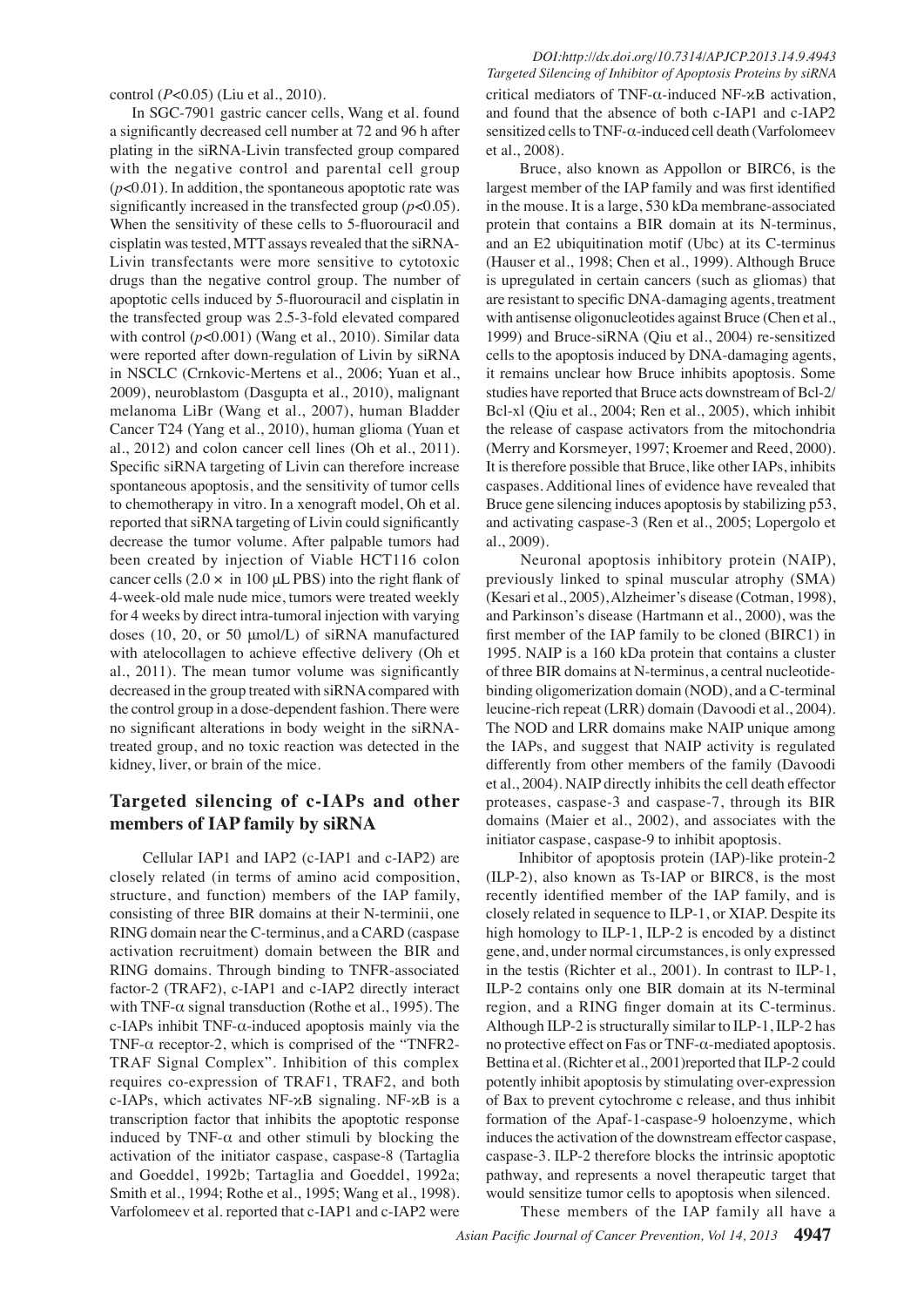control ($P$<0.05) (Liu et al., 2010).

In SGC-7901 gastric cancer cells, Wang et al. found a significantly decreased cell number at 72 and 96 h after plating in the siRNA-Livin transfected group compared with the negative control and parental cell group ($p$<0.01). In addition, the spontaneous apoptotic rate was significantly increased in the transfected group ($p$<0.05). When the sensitivity of these cells to 5-fluorouracil and cisplatin was tested, MTT assays revealed that the siRNA-Livin transfectants were more sensitive to cytotoxic drugs than the negative control group. The number of apoptotic cells induced by 5-fluorouracil and cisplatin in the transfected group was 2.5-3-fold elevated compared with control ($p$<0.001) (Wang et al., 2010). Similar data were reported after down-regulation of Livin by siRNA in NSCLC (Crnkovic-Mertens et al., 2006; Yuan et al., 2009), neuroblastom (Dasgupta et al., 2010), malignant melanoma LiBr (Wang et al., 2007), human Bladder Cancer T24 (Yang et al., 2010), human glioma (Yuan et al., 2012) and colon cancer cell lines (Oh et al., 2011). Specific siRNA targeting of Livin can therefore increase spontaneous apoptosis, and the sensitivity of tumor cells to chemotherapy in vitro. In a xenograft model, Oh et al. reported that siRNA targeting of Livin could significantly decrease the tumor volume. After palpable tumors had been created by injection of Viable HCT116 colon cancer cells (2.0 × in 100 μL PBS) into the right flank of 4-week-old male nude mice, tumors were treated weekly for 4 weeks by direct intra-tumoral injection with varying doses (10, 20, or 50 μmol/L) of siRNA manufactured with atelocollagen to achieve effective delivery (Oh et al., 2011). The mean tumor volume was significantly decreased in the group treated with siRNA compared with the control group in a dose-dependent fashion. There were no significant alterations in body weight in the siRNA-treated group, and no toxic reaction was detected in the kidney, liver, or brain of the mice.

## Targeted silencing of c-IAPs and other members of IAP family by siRNA

Cellular IAP1 and IAP2 (c-IAP1 and c-IAP2) are closely related (in terms of amino acid composition, structure, and function) members of the IAP family, consisting of three BIR domains at their N-terminii, one RING domain near the C-terminus, and a CARD (caspase activation recruitment) domain between the BIR and RING domains. Through binding to TNFR-associated factor-2 (TRAF2), c-IAP1 and c-IAP2 directly interact with TNF-α signal transduction (Rothe et al., 1995). The c-IAPs inhibit TNF-α-induced apoptosis mainly via the TNF-α receptor-2, which is comprised of the "TNFR2-TRAF Signal Complex". Inhibition of this complex requires co-expression of TRAF1, TRAF2, and both c-IAPs, which activates NF-κB signaling. NF-κB is a transcription factor that inhibits the apoptotic response induced by TNF-α and other stimuli by blocking the activation of the initiator caspase, caspase-8 (Tartaglia and Goeddel, 1992b; Tartaglia and Goeddel, 1992a; Smith et al., 1994; Rothe et al., 1995; Wang et al., 1998). Varfolomeev et al. reported that c-IAP1 and c-IAP2 were critical mediators of TNF-α-induced NF-κB activation, and found that the absence of both c-IAP1 and c-IAP2 sensitized cells to TNF-α-induced cell death (Varfolomeev et al., 2008).

Bruce, also known as Appollon or BIRC6, is the largest member of the IAP family and was first identified in the mouse. It is a large, 530 kDa membrane-associated protein that contains a BIR domain at its N-terminus, and an E2 ubiquitination motif (Ubc) at its C-terminus (Hauser et al., 1998; Chen et al., 1999). Although Bruce is upregulated in certain cancers (such as gliomas) that are resistant to specific DNA-damaging agents, treatment with antisense oligonucleotides against Bruce (Chen et al., 1999) and Bruce-siRNA (Qiu et al., 2004) re-sensitized cells to the apoptosis induced by DNA-damaging agents, it remains unclear how Bruce inhibits apoptosis. Some studies have reported that Bruce acts downstream of Bcl-2/Bcl-xl (Qiu et al., 2004; Ren et al., 2005), which inhibit the release of caspase activators from the mitochondria (Merry and Korsmeyer, 1997; Kroemer and Reed, 2000). It is therefore possible that Bruce, like other IAPs, inhibits caspases. Additional lines of evidence have revealed that Bruce gene silencing induces apoptosis by stabilizing p53, and activating caspase-3 (Ren et al., 2005; Lopergolo et al., 2009).

Neuronal apoptosis inhibitory protein (NAIP), previously linked to spinal muscular atrophy (SMA) (Kesari et al., 2005), Alzheimer's disease (Cotman, 1998), and Parkinson's disease (Hartmann et al., 2000), was the first member of the IAP family to be cloned (BIRC1) in 1995. NAIP is a 160 kDa protein that contains a cluster of three BIR domains at N-terminus, a central nucleotide-binding oligomerization domain (NOD), and a C-terminal leucine-rich repeat (LRR) domain (Davoodi et al., 2004). The NOD and LRR domains make NAIP unique among the IAPs, and suggest that NAIP activity is regulated differently from other members of the family (Davoodi et al., 2004). NAIP directly inhibits the cell death effector proteases, caspase-3 and caspase-7, through its BIR domains (Maier et al., 2002), and associates with the initiator caspase, caspase-9 to inhibit apoptosis.

Inhibitor of apoptosis protein (IAP)-like protein-2 (ILP-2), also known as Ts-IAP or BIRC8, is the most recently identified member of the IAP family, and is closely related in sequence to ILP-1, or XIAP. Despite its high homology to ILP-1, ILP-2 is encoded by a distinct gene, and, under normal circumstances, is only expressed in the testis (Richter et al., 2001). In contrast to ILP-1, ILP-2 contains only one BIR domain at its N-terminal region, and a RING finger domain at its C-terminus. Although ILP-2 is structurally similar to ILP-1, ILP-2 has no protective effect on Fas or TNF-α-mediated apoptosis. Bettina et al. (Richter et al., 2001)reported that ILP-2 could potently inhibit apoptosis by stimulating over-expression of Bax to prevent cytochrome c release, and thus inhibit formation of the Apaf-1-caspase-9 holoenzyme, which induces the activation of the downstream effector caspase, caspase-3. ILP-2 therefore blocks the intrinsic apoptotic pathway, and represents a novel therapeutic target that would sensitize tumor cells to apoptosis when silenced.

These members of the IAP family all have a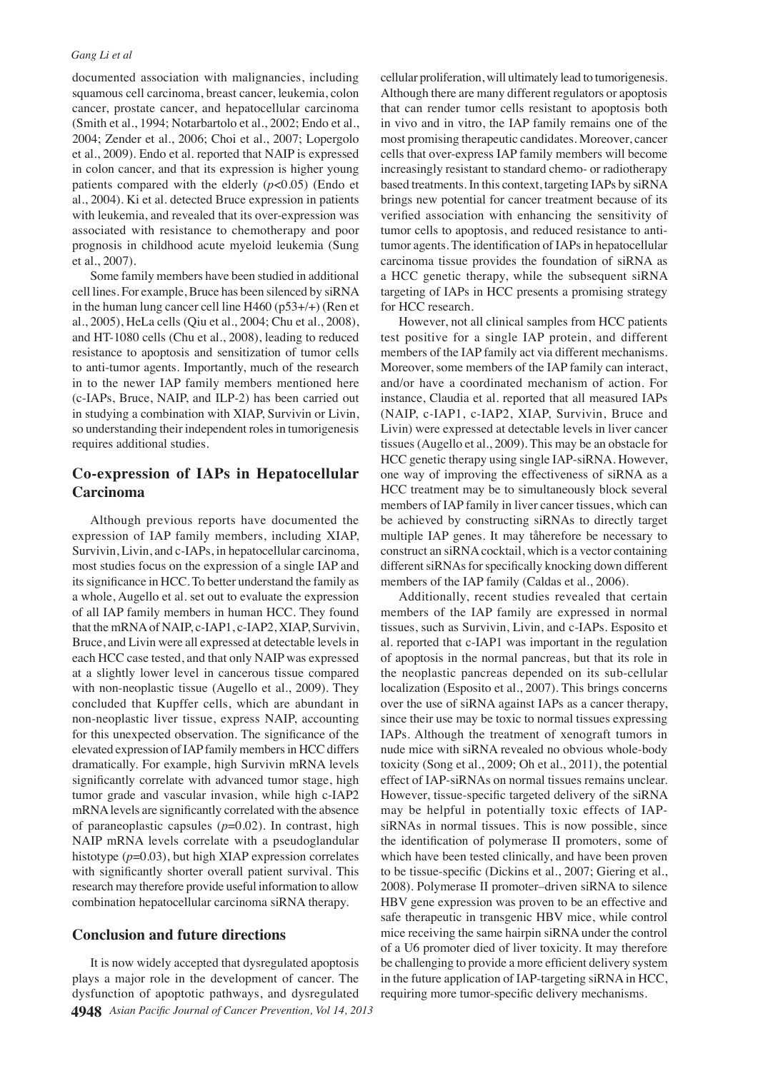documented association with malignancies, including squamous cell carcinoma, breast cancer, leukemia, colon cancer, prostate cancer, and hepatocellular carcinoma (Smith et al., 1994; Notarbartolo et al., 2002; Endo et al., 2004; Zender et al., 2006; Choi et al., 2007; Lopergolo et al., 2009). Endo et al. reported that NAIP is expressed in colon cancer, and that its expression is higher young patients compared with the elderly ($p$<0.05) (Endo et al., 2004). Ki et al. detected Bruce expression in patients with leukemia, and revealed that its over-expression was associated with resistance to chemotherapy and poor prognosis in childhood acute myeloid leukemia (Sung et al., 2007).

Some family members have been studied in additional cell lines. For example, Bruce has been silenced by siRNA in the human lung cancer cell line H460 (p53+/+) (Ren et al., 2005), HeLa cells (Qiu et al., 2004; Chu et al., 2008), and HT-1080 cells (Chu et al., 2008), leading to reduced resistance to apoptosis and sensitization of tumor cells to anti-tumor agents. Importantly, much of the research in to the newer IAP family members mentioned here (c-IAPs, Bruce, NAIP, and ILP-2) has been carried out in studying a combination with XIAP, Survivin or Livin, so understanding their independent roles in tumorigenesis requires additional studies.

## Co-expression of IAPs in Hepatocellular Carcinoma

Although previous reports have documented the expression of IAP family members, including XIAP, Survivin, Livin, and c-IAPs, in hepatocellular carcinoma, most studies focus on the expression of a single IAP and its significance in HCC. To better understand the family as a whole, Augello et al. set out to evaluate the expression of all IAP family members in human HCC. They found that the mRNA of NAIP, c-IAP1, c-IAP2, XIAP, Survivin, Bruce, and Livin were all expressed at detectable levels in each HCC case tested, and that only NAIP was expressed at a slightly lower level in cancerous tissue compared with non-neoplastic tissue (Augello et al., 2009). They concluded that Kupffer cells, which are abundant in non-neoplastic liver tissue, express NAIP, accounting for this unexpected observation. The significance of the elevated expression of IAP family members in HCC differs dramatically. For example, high Survivin mRNA levels significantly correlate with advanced tumor stage, high tumor grade and vascular invasion, while high c-IAP2 mRNA levels are significantly correlated with the absence of paraneoplastic capsules ($p$=0.02). In contrast, high NAIP mRNA levels correlate with a pseudoglandular histotype ($p$=0.03), but high XIAP expression correlates with significantly shorter overall patient survival. This research may therefore provide useful information to allow combination hepatocellular carcinoma siRNA therapy.

## Conclusion and future directions

It is now widely accepted that dysregulated apoptosis plays a major role in the development of cancer. The dysfunction of apoptotic pathways, and dysregulated cellular proliferation, will ultimately lead to tumorigenesis. Although there are many different regulators or apoptosis that can render tumor cells resistant to apoptosis both in vivo and in vitro, the IAP family remains one of the most promising therapeutic candidates. Moreover, cancer cells that over-express IAP family members will become increasingly resistant to standard chemo- or radiotherapy based treatments. In this context, targeting IAPs by siRNA brings new potential for cancer treatment because of its verified association with enhancing the sensitivity of tumor cells to apoptosis, and reduced resistance to anti-tumor agents. The identification of IAPs in hepatocellular carcinoma tissue provides the foundation of siRNA as a HCC genetic therapy, while the subsequent siRNA targeting of IAPs in HCC presents a promising strategy for HCC research.

However, not all clinical samples from HCC patients test positive for a single IAP protein, and different members of the IAP family act via different mechanisms. Moreover, some members of the IAP family can interact, and/or have a coordinated mechanism of action. For instance, Claudia et al. reported that all measured IAPs (NAIP, c-IAP1, c-IAP2, XIAP, Survivin, Bruce and Livin) were expressed at detectable levels in liver cancer tissues (Augello et al., 2009). This may be an obstacle for HCC genetic therapy using single IAP-siRNA. However, one way of improving the effectiveness of siRNA as a HCC treatment may be to simultaneously block several members of IAP family in liver cancer tissues, which can be achieved by constructing siRNAs to directly target multiple IAP genes. It may tåherefore be necessary to construct an siRNA cocktail, which is a vector containing different siRNAs for specifically knocking down different members of the IAP family (Caldas et al., 2006).

Additionally, recent studies revealed that certain members of the IAP family are expressed in normal tissues, such as Survivin, Livin, and c-IAPs. Esposito et al. reported that c-IAP1 was important in the regulation of apoptosis in the normal pancreas, but that its role in the neoplastic pancreas depended on its sub-cellular localization (Esposito et al., 2007). This brings concerns over the use of siRNA against IAPs as a cancer therapy, since their use may be toxic to normal tissues expressing IAPs. Although the treatment of xenograft tumors in nude mice with siRNA revealed no obvious whole-body toxicity (Song et al., 2009; Oh et al., 2011), the potential effect of IAP-siRNAs on normal tissues remains unclear. However, tissue-specific targeted delivery of the siRNA may be helpful in potentially toxic effects of IAP-siRNAs in normal tissues. This is now possible, since the identification of polymerase II promoters, some of which have been tested clinically, and have been proven to be tissue-specific (Dickins et al., 2007; Giering et al., 2008). Polymerase II promoter–driven siRNA to silence HBV gene expression was proven to be an effective and safe therapeutic in transgenic HBV mice, while control mice receiving the same hairpin siRNA under the control of a U6 promoter died of liver toxicity. It may therefore be challenging to provide a more efficient delivery system in the future application of IAP-targeting siRNA in HCC, requiring more tumor-specific delivery mechanisms.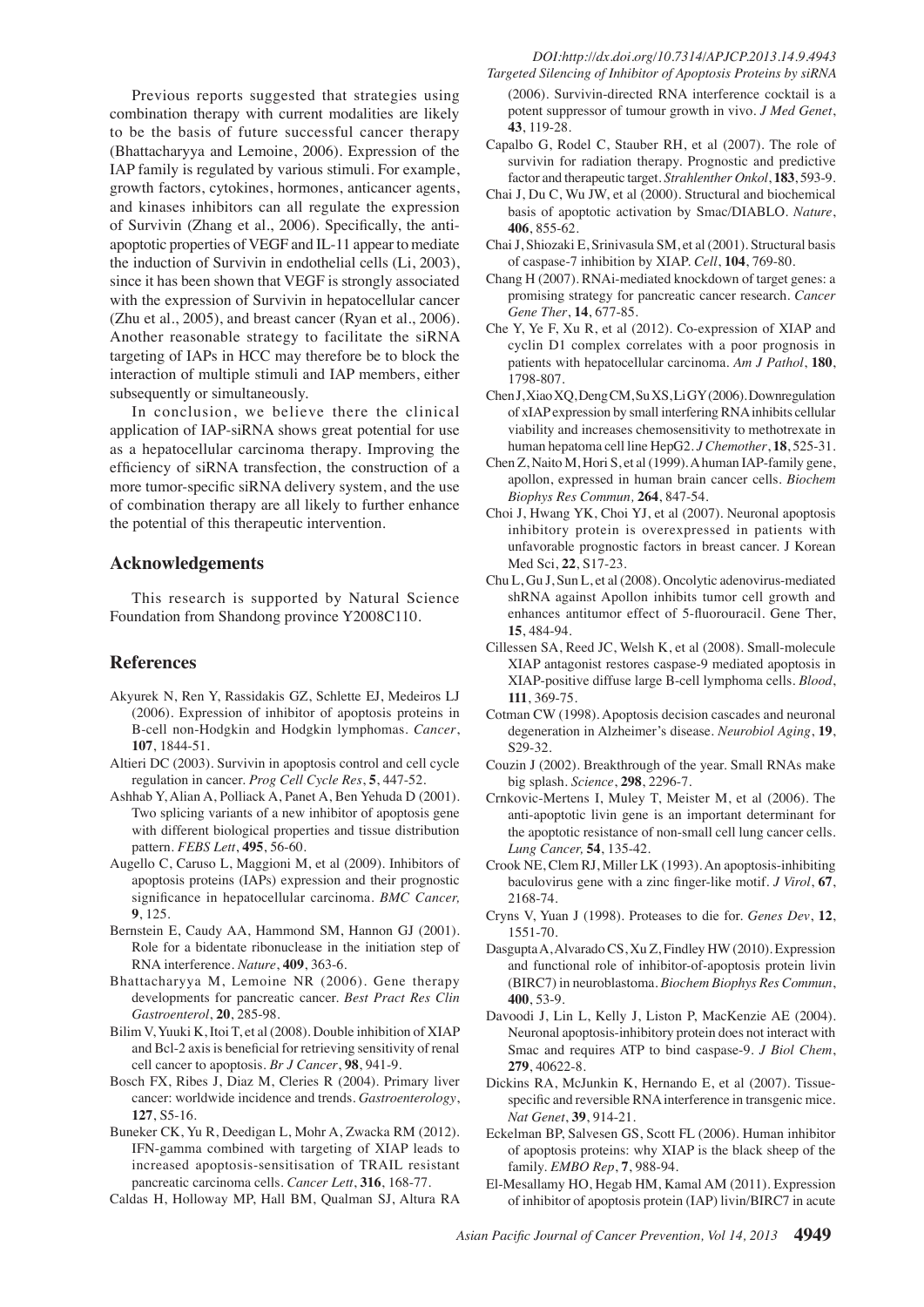Previous reports suggested that strategies using combination therapy with current modalities are likely to be the basis of future successful cancer therapy (Bhattacharyya and Lemoine, 2006). Expression of the IAP family is regulated by various stimuli. For example, growth factors, cytokines, hormones, anticancer agents, and kinases inhibitors can all regulate the expression of Survivin (Zhang et al., 2006). Specifically, the anti-apoptotic properties of VEGF and IL-11 appear to mediate the induction of Survivin in endothelial cells (Li, 2003), since it has been shown that VEGF is strongly associated with the expression of Survivin in hepatocellular cancer (Zhu et al., 2005), and breast cancer (Ryan et al., 2006). Another reasonable strategy to facilitate the siRNA targeting of IAPs in HCC may therefore be to block the interaction of multiple stimuli and IAP members, either subsequently or simultaneously.

In conclusion, we believe there the clinical application of IAP-siRNA shows great potential for use as a hepatocellular carcinoma therapy. Improving the efficiency of siRNA transfection, the construction of a more tumor-specific siRNA delivery system, and the use of combination therapy are all likely to further enhance the potential of this therapeutic intervention.

## Acknowledgements

This research is supported by Natural Science Foundation from Shandong province Y2008C110.

## References

Akyurek N, Ren Y, Rassidakis GZ, Schlette EJ, Medeiros LJ (2006). Expression of inhibitor of apoptosis proteins in B-cell non-Hodgkin and Hodgkin lymphomas. *Cancer*, **107**, 1844-51.

Altieri DC (2003). Survivin in apoptosis control and cell cycle regulation in cancer. *Prog Cell Cycle Res*, **5**, 447-52.

Ashhab Y, Alian A, Polliack A, Panet A, Ben Yehuda D (2001). Two splicing variants of a new inhibitor of apoptosis gene with different biological properties and tissue distribution pattern. *FEBS Lett*, **495**, 56-60.

Augello C, Caruso L, Maggioni M, et al (2009). Inhibitors of apoptosis proteins (IAPs) expression and their prognostic significance in hepatocellular carcinoma. *BMC Cancer,* **9**, 125.

Bernstein E, Caudy AA, Hammond SM, Hannon GJ (2001). Role for a bidentate ribonuclease in the initiation step of RNA interference. *Nature*, **409**, 363-6.

Bhattacharyya M, Lemoine NR (2006). Gene therapy developments for pancreatic cancer. *Best Pract Res Clin Gastroenterol*, **20**, 285-98.

Bilim V, Yuuki K, Itoi T, et al (2008). Double inhibition of XIAP and Bcl-2 axis is beneficial for retrieving sensitivity of renal cell cancer to apoptosis. *Br J Cancer*, **98**, 941-9.

Bosch FX, Ribes J, Diaz M, Cleries R (2004). Primary liver cancer: worldwide incidence and trends. *Gastroenterology*, **127**, S5-16.

Buneker CK, Yu R, Deedigan L, Mohr A, Zwacka RM (2012). IFN-gamma combined with targeting of XIAP leads to increased apoptosis-sensitisation of TRAIL resistant pancreatic carcinoma cells. *Cancer Lett*, **316**, 168-77.

Caldas H, Holloway MP, Hall BM, Qualman SJ, Altura RA (2006). Survivin-directed RNA interference cocktail is a potent suppressor of tumour growth in vivo. *J Med Genet*, **43**, 119-28.

Capalbo G, Rodel C, Stauber RH, et al (2007). The role of survivin for radiation therapy. Prognostic and predictive factor and therapeutic target. *Strahlenther Onkol*, **183**, 593-9.

Chai J, Du C, Wu JW, et al (2000). Structural and biochemical basis of apoptotic activation by Smac/DIABLO. *Nature*, **406**, 855-62.

Chai J, Shiozaki E, Srinivasula SM, et al (2001). Structural basis of caspase-7 inhibition by XIAP. *Cell*, **104**, 769-80.

Chang H (2007). RNAi-mediated knockdown of target genes: a promising strategy for pancreatic cancer research. *Cancer Gene Ther*, **14**, 677-85.

Che Y, Ye F, Xu R, et al (2012). Co-expression of XIAP and cyclin D1 complex correlates with a poor prognosis in patients with hepatocellular carcinoma. *Am J Pathol*, **180**, 1798-807.

Chen J, Xiao XQ, Deng CM, Su XS, Li GY (2006). Downregulation of xIAP expression by small interfering RNA inhibits cellular viability and increases chemosensitivity to methotrexate in human hepatoma cell line HepG2. *J Chemother*, **18**, 525-31.

Chen Z, Naito M, Hori S, et al (1999). A human IAP-family gene, apollon, expressed in human brain cancer cells. *Biochem Biophys Res Commun,* **264**, 847-54.

Choi J, Hwang YK, Choi YJ, et al (2007). Neuronal apoptosis inhibitory protein is overexpressed in patients with unfavorable prognostic factors in breast cancer. J Korean Med Sci, **22**, S17-23.

Chu L, Gu J, Sun L, et al (2008). Oncolytic adenovirus-mediated shRNA against Apollon inhibits tumor cell growth and enhances antitumor effect of 5-fluorouracil. Gene Ther, **15**, 484-94.

Cillessen SA, Reed JC, Welsh K, et al (2008). Small-molecule XIAP antagonist restores caspase-9 mediated apoptosis in XIAP-positive diffuse large B-cell lymphoma cells. *Blood*, **111**, 369-75.

Cotman CW (1998). Apoptosis decision cascades and neuronal degeneration in Alzheimer's disease. *Neurobiol Aging*, **19**, S29-32.

Couzin J (2002). Breakthrough of the year. Small RNAs make big splash. *Science*, **298**, 2296-7.

Crnkovic-Mertens I, Muley T, Meister M, et al (2006). The anti-apoptotic livin gene is an important determinant for the apoptotic resistance of non-small cell lung cancer cells. *Lung Cancer,* **54**, 135-42.

Crook NE, Clem RJ, Miller LK (1993). An apoptosis-inhibiting baculovirus gene with a zinc finger-like motif. *J Virol*, **67**, 2168-74.

Cryns V, Yuan J (1998). Proteases to die for. *Genes Dev*, **12**, 1551-70.

Dasgupta A, Alvarado CS, Xu Z, Findley HW (2010). Expression and functional role of inhibitor-of-apoptosis protein livin (BIRC7) in neuroblastoma. *Biochem Biophys Res Commun*, **400**, 53-9.

Davoodi J, Lin L, Kelly J, Liston P, MacKenzie AE (2004). Neuronal apoptosis-inhibitory protein does not interact with Smac and requires ATP to bind caspase-9. *J Biol Chem*, **279**, 40622-8.

Dickins RA, McJunkin K, Hernando E, et al (2007). Tissue-specific and reversible RNA interference in transgenic mice. *Nat Genet*, **39**, 914-21.

Eckelman BP, Salvesen GS, Scott FL (2006). Human inhibitor of apoptosis proteins: why XIAP is the black sheep of the family. *EMBO Rep*, **7**, 988-94.

El-Mesallamy HO, Hegab HM, Kamal AM (2011). Expression of inhibitor of apoptosis protein (IAP) livin/BIRC7 in acute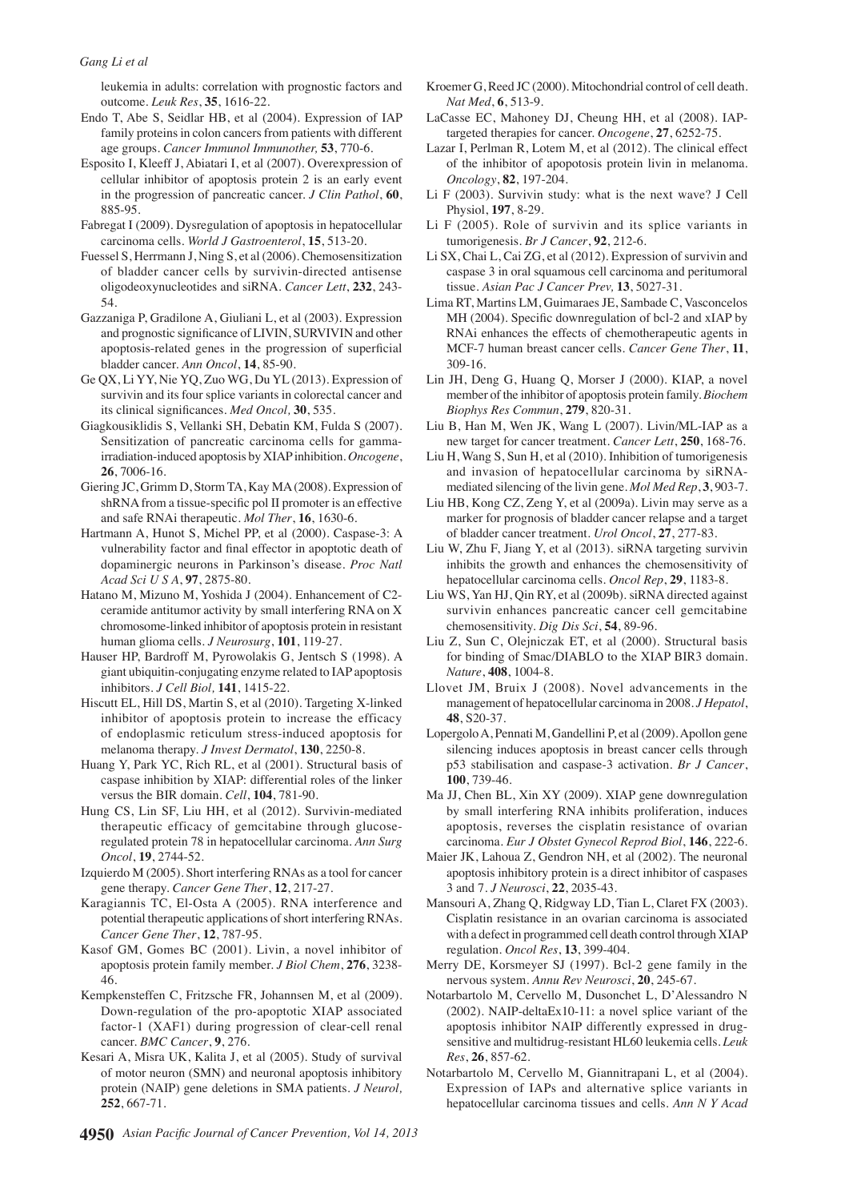leukemia in adults: correlation with prognostic factors and outcome. *Leuk Res*, **35**, 1616-22.

Endo T, Abe S, Seidlar HB, et al (2004). Expression of IAP family proteins in colon cancers from patients with different age groups. *Cancer Immunol Immunother,* **53**, 770-6.

Esposito I, Kleeff J, Abiatari I, et al (2007). Overexpression of cellular inhibitor of apoptosis protein 2 is an early event in the progression of pancreatic cancer. *J Clin Pathol*, **60**, 885-95.

Fabregat I (2009). Dysregulation of apoptosis in hepatocellular carcinoma cells. *World J Gastroenterol*, **15**, 513-20.

Fuessel S, Herrmann J, Ning S, et al (2006). Chemosensitization of bladder cancer cells by survivin-directed antisense oligodeoxynucleotides and siRNA. *Cancer Lett*, **232**, 243-54.

Gazzaniga P, Gradilone A, Giuliani L, et al (2003). Expression and prognostic significance of LIVIN, SURVIVIN and other apoptosis-related genes in the progression of superficial bladder cancer. *Ann Oncol*, **14**, 85-90.

Ge QX, Li YY, Nie YQ, Zuo WG, Du YL (2013). Expression of survivin and its four splice variants in colorectal cancer and its clinical significances. *Med Oncol,* **30**, 535.

Giagkousiklidis S, Vellanki SH, Debatin KM, Fulda S (2007). Sensitization of pancreatic carcinoma cells for gamma-irradiation-induced apoptosis by XIAP inhibition. *Oncogene*, **26**, 7006-16.

Giering JC, Grimm D, Storm TA, Kay MA (2008). Expression of shRNA from a tissue-specific pol II promoter is an effective and safe RNAi therapeutic. *Mol Ther*, **16**, 1630-6.

Hartmann A, Hunot S, Michel PP, et al (2000). Caspase-3: A vulnerability factor and final effector in apoptotic death of dopaminergic neurons in Parkinson's disease. *Proc Natl Acad Sci U S A*, **97**, 2875-80.

Hatano M, Mizuno M, Yoshida J (2004). Enhancement of C2-ceramide antitumor activity by small interfering RNA on X chromosome-linked inhibitor of apoptosis protein in resistant human glioma cells. *J Neurosurg*, **101**, 119-27.

Hauser HP, Bardroff M, Pyrowolakis G, Jentsch S (1998). A giant ubiquitin-conjugating enzyme related to IAP apoptosis inhibitors. *J Cell Biol,* **141**, 1415-22.

Hiscutt EL, Hill DS, Martin S, et al (2010). Targeting X-linked inhibitor of apoptosis protein to increase the efficacy of endoplasmic reticulum stress-induced apoptosis for melanoma therapy. *J Invest Dermatol*, **130**, 2250-8.

Huang Y, Park YC, Rich RL, et al (2001). Structural basis of caspase inhibition by XIAP: differential roles of the linker versus the BIR domain. *Cell*, **104**, 781-90.

Hung CS, Lin SF, Liu HH, et al (2012). Survivin-mediated therapeutic efficacy of gemcitabine through glucose-regulated protein 78 in hepatocellular carcinoma. *Ann Surg Oncol*, **19**, 2744-52.

Izquierdo M (2005). Short interfering RNAs as a tool for cancer gene therapy. *Cancer Gene Ther*, **12**, 217-27.

Karagiannis TC, El-Osta A (2005). RNA interference and potential therapeutic applications of short interfering RNAs. *Cancer Gene Ther*, **12**, 787-95.

Kasof GM, Gomes BC (2001). Livin, a novel inhibitor of apoptosis protein family member. *J Biol Chem*, **276**, 3238-46.

Kempkensteffen C, Fritzsche FR, Johannsen M, et al (2009). Down-regulation of the pro-apoptotic XIAP associated factor-1 (XAF1) during progression of clear-cell renal cancer. *BMC Cancer*, **9**, 276.

Kesari A, Misra UK, Kalita J, et al (2005). Study of survival of motor neuron (SMN) and neuronal apoptosis inhibitory protein (NAIP) gene deletions in SMA patients. *J Neurol,* **252**, 667-71.

Kroemer G, Reed JC (2000). Mitochondrial control of cell death. *Nat Med*, **6**, 513-9.

LaCasse EC, Mahoney DJ, Cheung HH, et al (2008). IAP-targeted therapies for cancer. *Oncogene*, **27**, 6252-75.

Lazar I, Perlman R, Lotem M, et al (2012). The clinical effect of the inhibitor of apopotosis protein livin in melanoma. *Oncology*, **82**, 197-204.

Li F (2003). Survivin study: what is the next wave? J Cell Physiol, **197**, 8-29.

Li F (2005). Role of survivin and its splice variants in tumorigenesis. *Br J Cancer*, **92**, 212-6.

Li SX, Chai L, Cai ZG, et al (2012). Expression of survivin and caspase 3 in oral squamous cell carcinoma and peritumoral tissue. *Asian Pac J Cancer Prev,* **13**, 5027-31.

Lima RT, Martins LM, Guimaraes JE, Sambade C, Vasconcelos MH (2004). Specific downregulation of bcl-2 and xIAP by RNAi enhances the effects of chemotherapeutic agents in MCF-7 human breast cancer cells. *Cancer Gene Ther*, **11**, 309-16.

Lin JH, Deng G, Huang Q, Morser J (2000). KIAP, a novel member of the inhibitor of apoptosis protein family. *Biochem Biophys Res Commun*, **279**, 820-31.

Liu B, Han M, Wen JK, Wang L (2007). Livin/ML-IAP as a new target for cancer treatment. *Cancer Lett*, **250**, 168-76.

Liu H, Wang S, Sun H, et al (2010). Inhibition of tumorigenesis and invasion of hepatocellular carcinoma by siRNA-mediated silencing of the livin gene. *Mol Med Rep*, **3**, 903-7.

Liu HB, Kong CZ, Zeng Y, et al (2009a). Livin may serve as a marker for prognosis of bladder cancer relapse and a target of bladder cancer treatment. *Urol Oncol*, **27**, 277-83.

Liu W, Zhu F, Jiang Y, et al (2013). siRNA targeting survivin inhibits the growth and enhances the chemosensitivity of hepatocellular carcinoma cells. *Oncol Rep*, **29**, 1183-8.

Liu WS, Yan HJ, Qin RY, et al (2009b). siRNA directed against survivin enhances pancreatic cancer cell gemcitabine chemosensitivity. *Dig Dis Sci*, **54**, 89-96.

Liu Z, Sun C, Olejniczak ET, et al (2000). Structural basis for binding of Smac/DIABLO to the XIAP BIR3 domain. *Nature*, **408**, 1004-8.

Llovet JM, Bruix J (2008). Novel advancements in the management of hepatocellular carcinoma in 2008. *J Hepatol*, **48**, S20-37.

Lopergolo A, Pennati M, Gandellini P, et al (2009). Apollon gene silencing induces apoptosis in breast cancer cells through p53 stabilisation and caspase-3 activation. *Br J Cancer*, **100**, 739-46.

Ma JJ, Chen BL, Xin XY (2009). XIAP gene downregulation by small interfering RNA inhibits proliferation, induces apoptosis, reverses the cisplatin resistance of ovarian carcinoma. *Eur J Obstet Gynecol Reprod Biol*, **146**, 222-6.

Maier JK, Lahoua Z, Gendron NH, et al (2002). The neuronal apoptosis inhibitory protein is a direct inhibitor of caspases 3 and 7. *J Neurosci*, **22**, 2035-43.

Mansouri A, Zhang Q, Ridgway LD, Tian L, Claret FX (2003). Cisplatin resistance in an ovarian carcinoma is associated with a defect in programmed cell death control through XIAP regulation. *Oncol Res*, **13**, 399-404.

Merry DE, Korsmeyer SJ (1997). Bcl-2 gene family in the nervous system. *Annu Rev Neurosci*, **20**, 245-67.

Notarbartolo M, Cervello M, Dusonchet L, D'Alessandro N (2002). NAIP-deltaEx10-11: a novel splice variant of the apoptosis inhibitor NAIP differently expressed in drug-sensitive and multidrug-resistant HL60 leukemia cells. *Leuk Res*, **26**, 857-62.

Notarbartolo M, Cervello M, Giannitrapani L, et al (2004). Expression of IAPs and alternative splice variants in hepatocellular carcinoma tissues and cells. *Ann N Y Acad*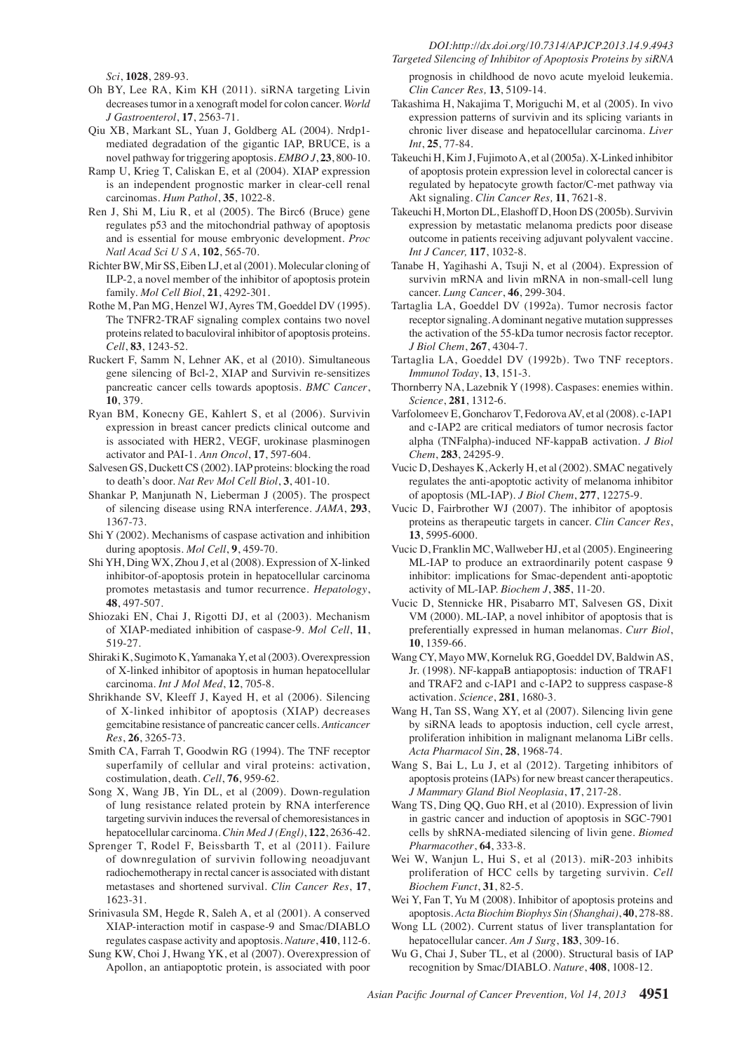*Sci*, **1028**, 289-93.

Oh BY, Lee RA, Kim KH (2011). siRNA targeting Livin decreases tumor in a xenograft model for colon cancer. *World J Gastroenterol*, **17**, 2563-71.

Qiu XB, Markant SL, Yuan J, Goldberg AL (2004). Nrdp1-mediated degradation of the gigantic IAP, BRUCE, is a novel pathway for triggering apoptosis. *EMBO J*, **23**, 800-10.

Ramp U, Krieg T, Caliskan E, et al (2004). XIAP expression is an independent prognostic marker in clear-cell renal carcinomas. *Hum Pathol*, **35**, 1022-8.

Ren J, Shi M, Liu R, et al (2005). The Birc6 (Bruce) gene regulates p53 and the mitochondrial pathway of apoptosis and is essential for mouse embryonic development. *Proc Natl Acad Sci U S A*, **102**, 565-70.

Richter BW, Mir SS, Eiben LJ, et al (2001). Molecular cloning of ILP-2, a novel member of the inhibitor of apoptosis protein family. *Mol Cell Biol*, **21**, 4292-301.

Rothe M, Pan MG, Henzel WJ, Ayres TM, Goeddel DV (1995). The TNFR2-TRAF signaling complex contains two novel proteins related to baculoviral inhibitor of apoptosis proteins. *Cell*, **83**, 1243-52.

Ruckert F, Samm N, Lehner AK, et al (2010). Simultaneous gene silencing of Bcl-2, XIAP and Survivin re-sensitizes pancreatic cancer cells towards apoptosis. *BMC Cancer*, **10**, 379.

Ryan BM, Konecny GE, Kahlert S, et al (2006). Survivin expression in breast cancer predicts clinical outcome and is associated with HER2, VEGF, urokinase plasminogen activator and PAI-1. *Ann Oncol*, **17**, 597-604.

Salvesen GS, Duckett CS (2002). IAP proteins: blocking the road to death's door. *Nat Rev Mol Cell Biol*, **3**, 401-10.

Shankar P, Manjunath N, Lieberman J (2005). The prospect of silencing disease using RNA interference. *JAMA*, **293**, 1367-73.

Shi Y (2002). Mechanisms of caspase activation and inhibition during apoptosis. *Mol Cell*, **9**, 459-70.

Shi YH, Ding WX, Zhou J, et al (2008). Expression of X-linked inhibitor-of-apoptosis protein in hepatocellular carcinoma promotes metastasis and tumor recurrence. *Hepatology*, **48**, 497-507.

Shiozaki EN, Chai J, Rigotti DJ, et al (2003). Mechanism of XIAP-mediated inhibition of caspase-9. *Mol Cell*, **11**, 519-27.

Shiraki K, Sugimoto K, Yamanaka Y, et al (2003). Overexpression of X-linked inhibitor of apoptosis in human hepatocellular carcinoma. *Int J Mol Med*, **12**, 705-8.

Shrikhande SV, Kleeff J, Kayed H, et al (2006). Silencing of X-linked inhibitor of apoptosis (XIAP) decreases gemcitabine resistance of pancreatic cancer cells. *Anticancer Res*, **26**, 3265-73.

Smith CA, Farrah T, Goodwin RG (1994). The TNF receptor superfamily of cellular and viral proteins: activation, costimulation, death. *Cell*, **76**, 959-62.

Song X, Wang JB, Yin DL, et al (2009). Down-regulation of lung resistance related protein by RNA interference targeting survivin induces the reversal of chemoresistances in hepatocellular carcinoma. *Chin Med J (Engl)*, **122**, 2636-42.

Sprenger T, Rodel F, Beissbarth T, et al (2011). Failure of downregulation of survivin following neoadjuvant radiochemotherapy in rectal cancer is associated with distant metastases and shortened survival. *Clin Cancer Res*, **17**, 1623-31.

Srinivasula SM, Hegde R, Saleh A, et al (2001). A conserved XIAP-interaction motif in caspase-9 and Smac/DIABLO regulates caspase activity and apoptosis. *Nature*, **410**, 112-6.

Sung KW, Choi J, Hwang YK, et al (2007). Overexpression of Apollon, an antiapoptotic protein, is associated with poor prognosis in childhood de novo acute myeloid leukemia. *Clin Cancer Res,* **13**, 5109-14.

Takashima H, Nakajima T, Moriguchi M, et al (2005). In vivo expression patterns of survivin and its splicing variants in chronic liver disease and hepatocellular carcinoma. *Liver Int*, **25**, 77-84.

Takeuchi H, Kim J, Fujimoto A, et al (2005a). X-Linked inhibitor of apoptosis protein expression level in colorectal cancer is regulated by hepatocyte growth factor/C-met pathway via Akt signaling. *Clin Cancer Res,* **11**, 7621-8.

Takeuchi H, Morton DL, Elashoff D, Hoon DS (2005b). Survivin expression by metastatic melanoma predicts poor disease outcome in patients receiving adjuvant polyvalent vaccine. *Int J Cancer,* **117**, 1032-8.

Tanabe H, Yagihashi A, Tsuji N, et al (2004). Expression of survivin mRNA and livin mRNA in non-small-cell lung cancer. *Lung Cancer*, **46**, 299-304.

Tartaglia LA, Goeddel DV (1992a). Tumor necrosis factor receptor signaling. A dominant negative mutation suppresses the activation of the 55-kDa tumor necrosis factor receptor. *J Biol Chem*, **267**, 4304-7.

Tartaglia LA, Goeddel DV (1992b). Two TNF receptors. *Immunol Today*, **13**, 151-3.

Thornberry NA, Lazebnik Y (1998). Caspases: enemies within. *Science*, **281**, 1312-6.

Varfolomeev E, Goncharov T, Fedorova AV, et al (2008). c-IAP1 and c-IAP2 are critical mediators of tumor necrosis factor alpha (TNFalpha)-induced NF-kappaB activation. *J Biol Chem*, **283**, 24295-9.

Vucic D, Deshayes K, Ackerly H, et al (2002). SMAC negatively regulates the anti-apoptotic activity of melanoma inhibitor of apoptosis (ML-IAP). *J Biol Chem*, **277**, 12275-9.

Vucic D, Fairbrother WJ (2007). The inhibitor of apoptosis proteins as therapeutic targets in cancer. *Clin Cancer Res*, **13**, 5995-6000.

Vucic D, Franklin MC, Wallweber HJ, et al (2005). Engineering ML-IAP to produce an extraordinarily potent caspase 9 inhibitor: implications for Smac-dependent anti-apoptotic activity of ML-IAP. *Biochem J*, **385**, 11-20.

Vucic D, Stennicke HR, Pisabarro MT, Salvesen GS, Dixit VM (2000). ML-IAP, a novel inhibitor of apoptosis that is preferentially expressed in human melanomas. *Curr Biol*, **10**, 1359-66.

Wang CY, Mayo MW, Korneluk RG, Goeddel DV, Baldwin AS, Jr. (1998). NF-kappaB antiapoptosis: induction of TRAF1 and TRAF2 and c-IAP1 and c-IAP2 to suppress caspase-8 activation. *Science*, **281**, 1680-3.

Wang H, Tan SS, Wang XY, et al (2007). Silencing livin gene by siRNA leads to apoptosis induction, cell cycle arrest, proliferation inhibition in malignant melanoma LiBr cells. *Acta Pharmacol Sin*, **28**, 1968-74.

Wang S, Bai L, Lu J, et al (2012). Targeting inhibitors of apoptosis proteins (IAPs) for new breast cancer therapeutics. *J Mammary Gland Biol Neoplasia*, **17**, 217-28.

Wang TS, Ding QQ, Guo RH, et al (2010). Expression of livin in gastric cancer and induction of apoptosis in SGC-7901 cells by shRNA-mediated silencing of livin gene. *Biomed Pharmacother*, **64**, 333-8.

Wei W, Wanjun L, Hui S, et al (2013). miR-203 inhibits proliferation of HCC cells by targeting survivin. *Cell Biochem Funct*, **31**, 82-5.

Wei Y, Fan T, Yu M (2008). Inhibitor of apoptosis proteins and apoptosis. *Acta Biochim Biophys Sin (Shanghai)*, **40**, 278-88.

Wong LL (2002). Current status of liver transplantation for hepatocellular cancer. *Am J Surg*, **183**, 309-16.

Wu G, Chai J, Suber TL, et al (2000). Structural basis of IAP recognition by Smac/DIABLO. *Nature*, **408**, 1008-12.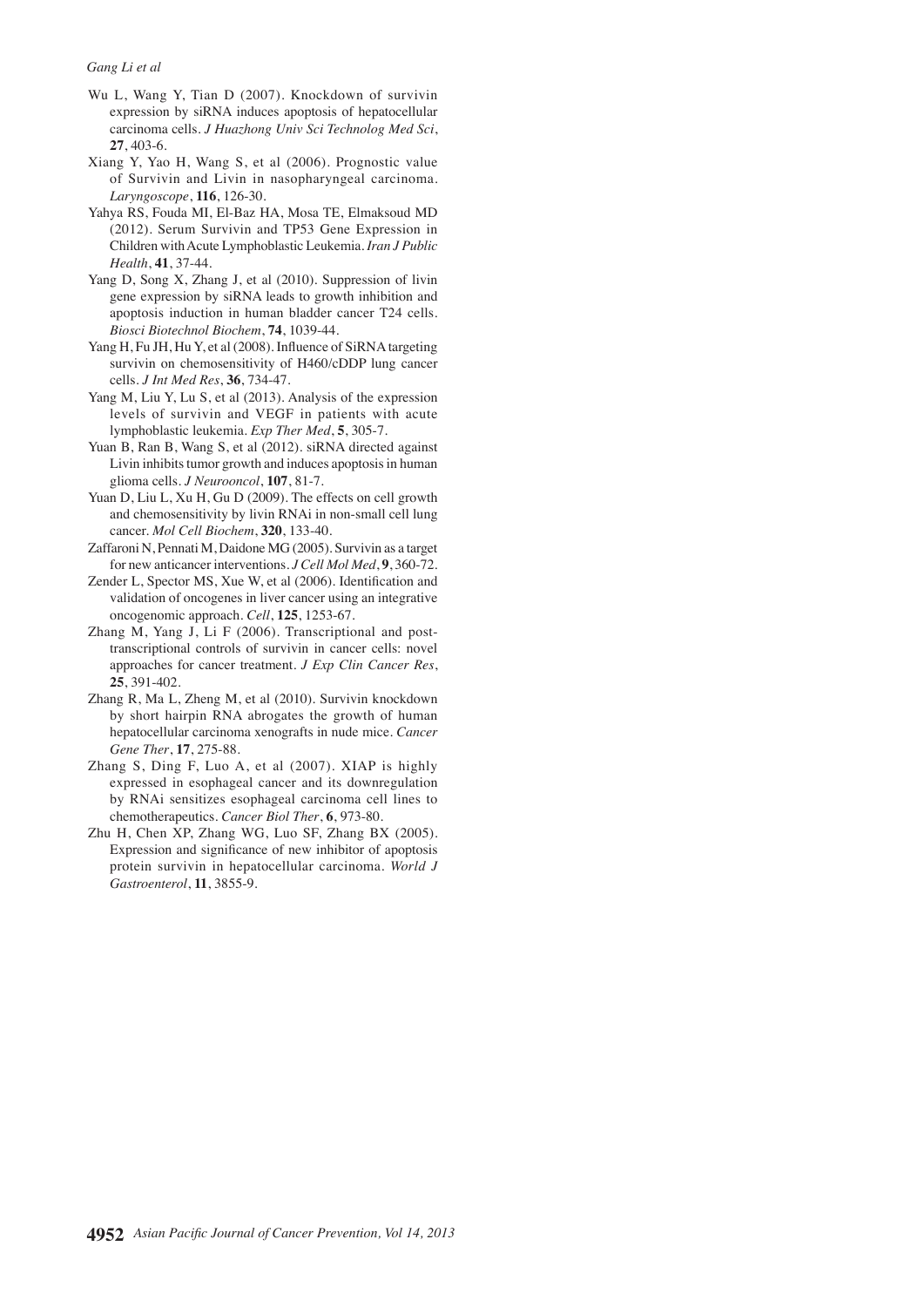Wu L, Wang Y, Tian D (2007). Knockdown of survivin expression by siRNA induces apoptosis of hepatocellular carcinoma cells. *J Huazhong Univ Sci Technolog Med Sci*, **27**, 403-6.

Xiang Y, Yao H, Wang S, et al (2006). Prognostic value of Survivin and Livin in nasopharyngeal carcinoma. *Laryngoscope*, **116**, 126-30.

Yahya RS, Fouda MI, El-Baz HA, Mosa TE, Elmaksoud MD (2012). Serum Survivin and TP53 Gene Expression in Children with Acute Lymphoblastic Leukemia. *Iran J Public Health*, **41**, 37-44.

Yang D, Song X, Zhang J, et al (2010). Suppression of livin gene expression by siRNA leads to growth inhibition and apoptosis induction in human bladder cancer T24 cells. *Biosci Biotechnol Biochem*, **74**, 1039-44.

Yang H, Fu JH, Hu Y, et al (2008). Influence of SiRNA targeting survivin on chemosensitivity of H460/cDDP lung cancer cells. *J Int Med Res*, **36**, 734-47.

Yang M, Liu Y, Lu S, et al (2013). Analysis of the expression levels of survivin and VEGF in patients with acute lymphoblastic leukemia. *Exp Ther Med*, **5**, 305-7.

Yuan B, Ran B, Wang S, et al (2012). siRNA directed against Livin inhibits tumor growth and induces apoptosis in human glioma cells. *J Neurooncol*, **107**, 81-7.

Yuan D, Liu L, Xu H, Gu D (2009). The effects on cell growth and chemosensitivity by livin RNAi in non-small cell lung cancer. *Mol Cell Biochem*, **320**, 133-40.

Zaffaroni N, Pennati M, Daidone MG (2005). Survivin as a target for new anticancer interventions. *J Cell Mol Med*, **9**, 360-72.

Zender L, Spector MS, Xue W, et al (2006). Identification and validation of oncogenes in liver cancer using an integrative oncogenomic approach. *Cell*, **125**, 1253-67.

Zhang M, Yang J, Li F (2006). Transcriptional and post-transcriptional controls of survivin in cancer cells: novel approaches for cancer treatment. *J Exp Clin Cancer Res*, **25**, 391-402.

Zhang R, Ma L, Zheng M, et al (2010). Survivin knockdown by short hairpin RNA abrogates the growth of human hepatocellular carcinoma xenografts in nude mice. *Cancer Gene Ther*, **17**, 275-88.

Zhang S, Ding F, Luo A, et al (2007). XIAP is highly expressed in esophageal cancer and its downregulation by RNAi sensitizes esophageal carcinoma cell lines to chemotherapeutics. *Cancer Biol Ther*, **6**, 973-80.

Zhu H, Chen XP, Zhang WG, Luo SF, Zhang BX (2005). Expression and significance of new inhibitor of apoptosis protein survivin in hepatocellular carcinoma. *World J Gastroenterol*, **11**, 3855-9.